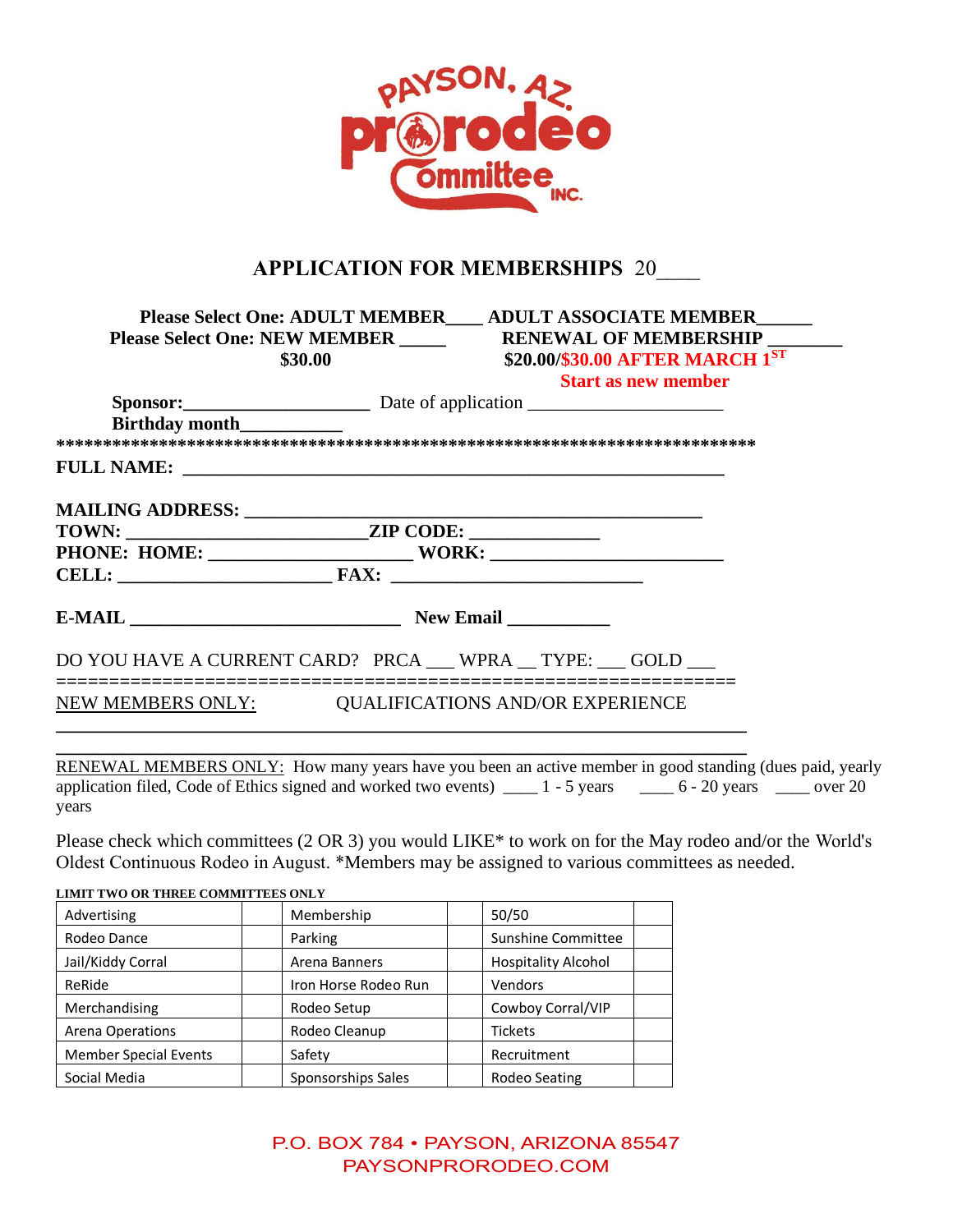PAYSON, AZ
pro rodeo
Committee INC.

# APPLICATION FOR MEMBERSHIPS 20____

**Please Select One: ADULT MEMBER____ ADULT ASSOCIATE MEMBER______**

**Please Select One: NEW MEMBER _____ RENEWAL OF MEMBERSHIP ________**

**$30.00** **$20.00/$30.00 AFTER MARCH 1ST**

**Start as new member**

**Sponsor:____________________** Date of application ____________________

**Birthday month___________**

**********************************************************************************

**FULL NAME: ____________________________________________________________**

**MAILING ADDRESS: ___________________________________________________**

**TOWN: __________________________ZIP CODE: ______________**

**PHONE: HOME: _____________________ WORK: _________________________**

**CELL: ______________________ FAX: ___________________________**

**E-MAIL ______________________________ New Email ___________**

DO YOU HAVE A CURRENT CARD? PRCA ___ WPRA __ TYPE: ___ GOLD ___

==============================================================

NEW MEMBERS ONLY: QUALIFICATIONS AND/OR EXPERIENCE

_____________________________________________________________________________

_____________________________________________________________________________

RENEWAL MEMBERS ONLY: How many years have you been an active member in good standing (dues paid, yearly application filed, Code of Ethics signed and worked two events) ____ 1 - 5 years ____ 6 - 20 years ____ over 20 years

Please check which committees (2 OR 3) you would LIKE* to work on for the May rodeo and/or the World's Oldest Continuous Rodeo in August. *Members may be assigned to various committees as needed.

**LIMIT TWO OR THREE COMMITTEES ONLY**

| | | | | | |
|---|---|---|---|---|---|
| Advertising | | Membership | | 50/50 | |
| Rodeo Dance | | Parking | | Sunshine Committee | |
| Jail/Kiddy Corral | | Arena Banners | | Hospitality Alcohol | |
| ReRide | | Iron Horse Rodeo Run | | Vendors | |
| Merchandising | | Rodeo Setup | | Cowboy Corral/VIP | |
| Arena Operations | | Rodeo Cleanup | | Tickets | |
| Member Special Events | | Safety | | Recruitment | |
| Social Media | | Sponsorships Sales | | Rodeo Seating | |

P.O. BOX 784 • PAYSON, ARIZONA 85547
PAYSONPRORODEO.COM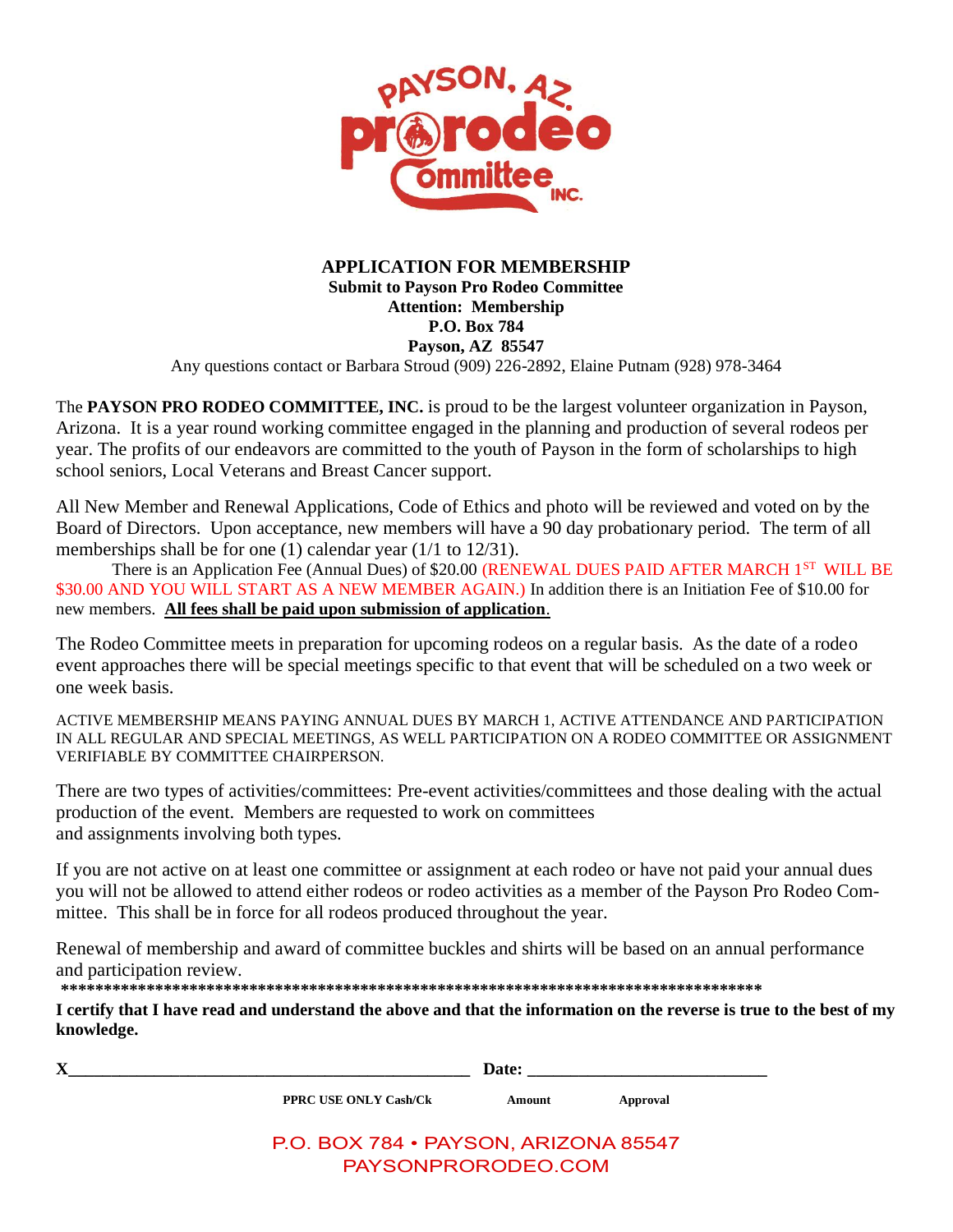PAYSON, AZ prorodeo Committee INC.

## APPLICATION FOR MEMBERSHIP

**Submit to Payson Pro Rodeo Committee**
**Attention: Membership**
**P.O. Box 784**
**Payson, AZ 85547**

Any questions contact or Barbara Stroud (909) 226-2892, Elaine Putnam (928) 978-3464

The **PAYSON PRO RODEO COMMITTEE, INC.** is proud to be the largest volunteer organization in Payson, Arizona. It is a year round working committee engaged in the planning and production of several rodeos per year. The profits of our endeavors are committed to the youth of Payson in the form of scholarships to high school seniors, Local Veterans and Breast Cancer support.

All New Member and Renewal Applications, Code of Ethics and photo will be reviewed and voted on by the Board of Directors. Upon acceptance, new members will have a 90 day probationary period. The term of all memberships shall be for one (1) calendar year (1/1 to 12/31).

There is an Application Fee (Annual Dues) of $20.00 (RENEWAL DUES PAID AFTER MARCH 1ST WILL BE $30.00 AND YOU WILL START AS A NEW MEMBER AGAIN.) In addition there is an Initiation Fee of $10.00 for new members. **All fees shall be paid upon submission of application**.

The Rodeo Committee meets in preparation for upcoming rodeos on a regular basis. As the date of a rodeo event approaches there will be special meetings specific to that event that will be scheduled on a two week or one week basis.

ACTIVE MEMBERSHIP MEANS PAYING ANNUAL DUES BY MARCH 1, ACTIVE ATTENDANCE AND PARTICIPATION IN ALL REGULAR AND SPECIAL MEETINGS, AS WELL PARTICIPATION ON A RODEO COMMITTEE OR ASSIGNMENT VERIFIABLE BY COMMITTEE CHAIRPERSON.

There are two types of activities/committees: Pre-event activities/committees and those dealing with the actual production of the event. Members are requested to work on committees and assignments involving both types.

If you are not active on at least one committee or assignment at each rodeo or have not paid your annual dues you will not be allowed to attend either rodeos or rodeo activities as a member of the Payson Pro Rodeo Committee. This shall be in force for all rodeos produced throughout the year.

Renewal of membership and award of committee buckles and shirts will be based on an annual performance and participation review.

**********************************************************************************

**I certify that I have read and understand the above and that the information on the reverse is true to the best of my knowledge.**

X_____________________________________________ Date: __________________________

PPRC USE ONLY Cash/Ck    Amount    Approval

P.O. BOX 784 • PAYSON, ARIZONA 85547
PAYSONPRORODEO.COM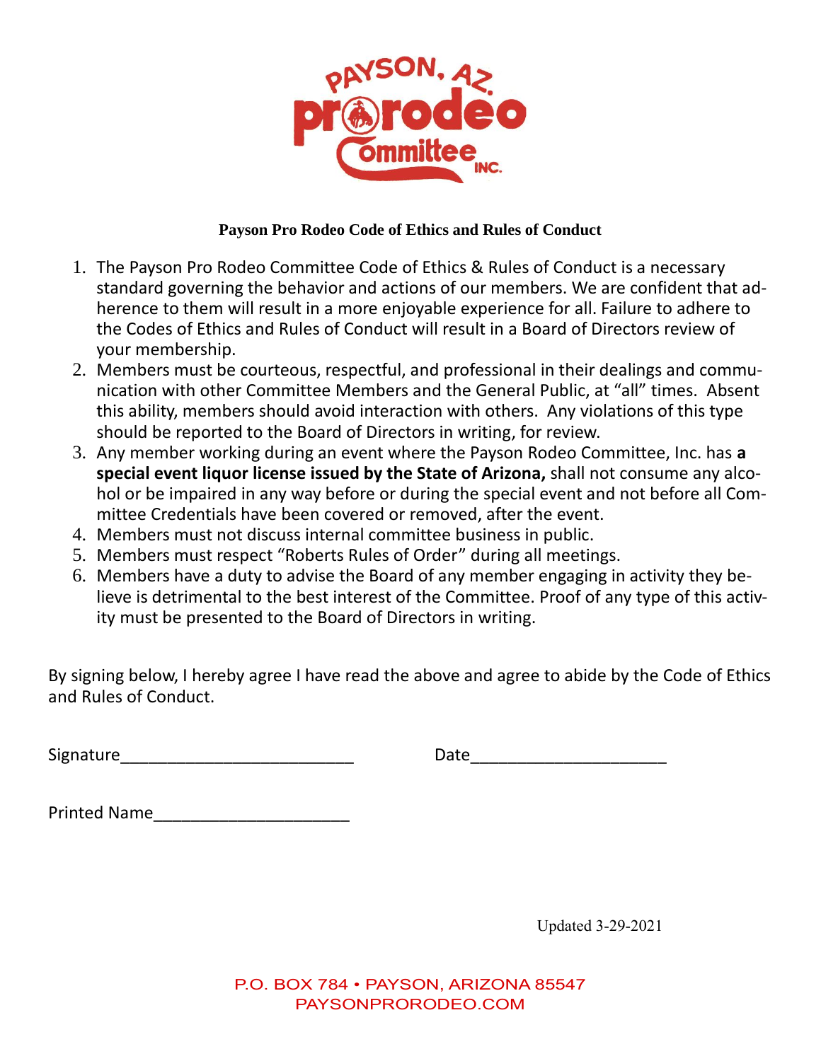PAYSON, AZ. pro rodeo Committee INC.

**Payson Pro Rodeo Code of Ethics and Rules of Conduct**

1. The Payson Pro Rodeo Committee Code of Ethics & Rules of Conduct is a necessary standard governing the behavior and actions of our members. We are confident that adherence to them will result in a more enjoyable experience for all. Failure to adhere to the Codes of Ethics and Rules of Conduct will result in a Board of Directors review of your membership.
2. Members must be courteous, respectful, and professional in their dealings and communication with other Committee Members and the General Public, at "all" times. Absent this ability, members should avoid interaction with others. Any violations of this type should be reported to the Board of Directors in writing, for review.
3. Any member working during an event where the Payson Rodeo Committee, Inc. has **a special event liquor license issued by the State of Arizona,** shall not consume any alcohol or be impaired in any way before or during the special event and not before all Committee Credentials have been covered or removed, after the event.
4. Members must not discuss internal committee business in public.
5. Members must respect "Roberts Rules of Order" during all meetings.
6. Members have a duty to advise the Board of any member engaging in activity they believe is detrimental to the best interest of the Committee. Proof of any type of this activity must be presented to the Board of Directors in writing.

By signing below, I hereby agree I have read the above and agree to abide by the Code of Ethics and Rules of Conduct.

Signature_________________________ Date_____________________

Printed Name_____________________

Updated 3-29-2021

P.O. BOX 784 • PAYSON, ARIZONA 85547
PAYSONPRORODEO.COM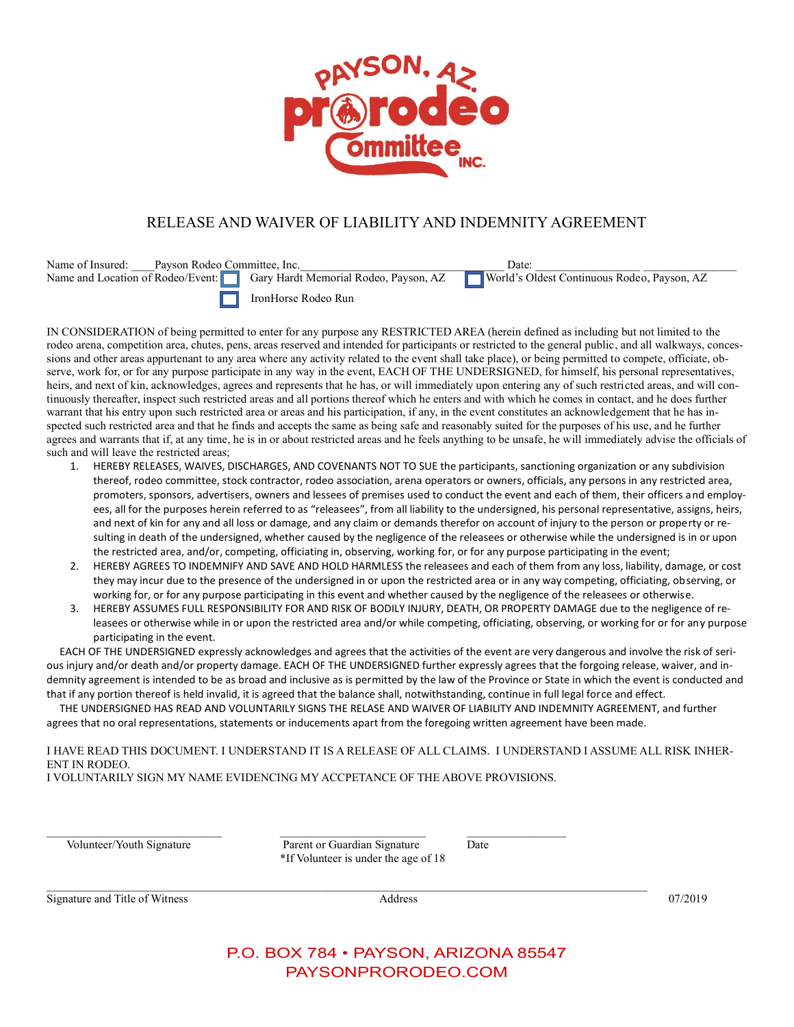PAYSON, AZ pro rodeo Committee INC.

# RELEASE AND WAIVER OF LIABILITY AND INDEMNITY AGREEMENT

Name of Insured: ____Payson Rodeo Committee, Inc.________________________________ Date: _________________ ________________

Name and Location of Rodeo/Event: ☐ Gary Hardt Memorial Rodeo, Payson, AZ ☐ World's Oldest Continuous Rodeo, Payson, AZ

☐ IronHorse Rodeo Run

IN CONSIDERATION of being permitted to enter for any purpose any RESTRICTED AREA (herein defined as including but not limited to the rodeo arena, competition area, chutes, pens, areas reserved and intended for participants or restricted to the general public, and all walkways, concessions and other areas appurtenant to any area where any activity related to the event shall take place), or being permitted to compete, officiate, observe, work for, or for any purpose participate in any way in the event, EACH OF THE UNDERSIGNED, for himself, his personal representatives, heirs, and next of kin, acknowledges, agrees and represents that he has, or will immediately upon entering any of such restricted areas, and will continuously thereafter, inspect such restricted areas and all portions thereof which he enters and with which he comes in contact, and he does further warrant that his entry upon such restricted area or areas and his participation, if any, in the event constitutes an acknowledgement that he has inspected such restricted area and that he finds and accepts the same as being safe and reasonably suited for the purposes of his use, and he further agrees and warrants that if, at any time, he is in or about restricted areas and he feels anything to be unsafe, he will immediately advise the officials of such and will leave the restricted areas;

1. HEREBY RELEASES, WAIVES, DISCHARGES, AND COVENANTS NOT TO SUE the participants, sanctioning organization or any subdivision thereof, rodeo committee, stock contractor, rodeo association, arena operators or owners, officials, any persons in any restricted area, promoters, sponsors, advertisers, owners and lessees of premises used to conduct the event and each of them, their officers and employees, all for the purposes herein referred to as "releasees", from all liability to the undersigned, his personal representative, assigns, heirs, and next of kin for any and all loss or damage, and any claim or demands therefor on account of injury to the person or property or resulting in death of the undersigned, whether caused by the negligence of the releasees or otherwise while the undersigned is in or upon the restricted area, and/or, competing, officiating in, observing, working for, or for any purpose participating in the event;
2. HEREBY AGREES TO INDEMNIFY AND SAVE AND HOLD HARMLESS the releasees and each of them from any loss, liability, damage, or cost they may incur due to the presence of the undersigned in or upon the restricted area or in any way competing, officiating, observing, or working for, or for any purpose participating in this event and whether caused by the negligence of the releasees or otherwise.
3. HEREBY ASSUMES FULL RESPONSIBILITY FOR AND RISK OF BODILY INJURY, DEATH, OR PROPERTY DAMAGE due to the negligence of releasees or otherwise while in or upon the restricted area and/or while competing, officiating, observing, or working for or for any purpose participating in the event.

EACH OF THE UNDERSIGNED expressly acknowledges and agrees that the activities of the event are very dangerous and involve the risk of serious injury and/or death and/or property damage. EACH OF THE UNDERSIGNED further expressly agrees that the forgoing release, waiver, and indemnity agreement is intended to be as broad and inclusive as is permitted by the law of the Province or State in which the event is conducted and that if any portion thereof is held invalid, it is agreed that the balance shall, notwithstanding, continue in full legal force and effect.

THE UNDERSIGNED HAS READ AND VOLUNTARILY SIGNS THE RELASE AND WAIVER OF LIABILITY AND INDEMNITY AGREEMENT, and further agrees that no oral representations, statements or inducements apart from the foregoing written agreement have been made.

I HAVE READ THIS DOCUMENT. I UNDERSTAND IT IS A RELEASE OF ALL CLAIMS. I UNDERSTAND I ASSUME ALL RISK INHERENT IN RODEO.
I VOLUNTARILY SIGN MY NAME EVIDENCING MY ACCPETANCE OF THE ABOVE PROVISIONS.

___________________________ ___________________________ _________________

Volunteer/Youth Signature — Parent or Guardian Signature *If Volunteer is under the age of 18 — Date

______________________________________________________________________________________________

Signature and Title of Witness — Address — 07/2019

P.O. BOX 784 • PAYSON, ARIZONA 85547
PAYSONPRORODEO.COM